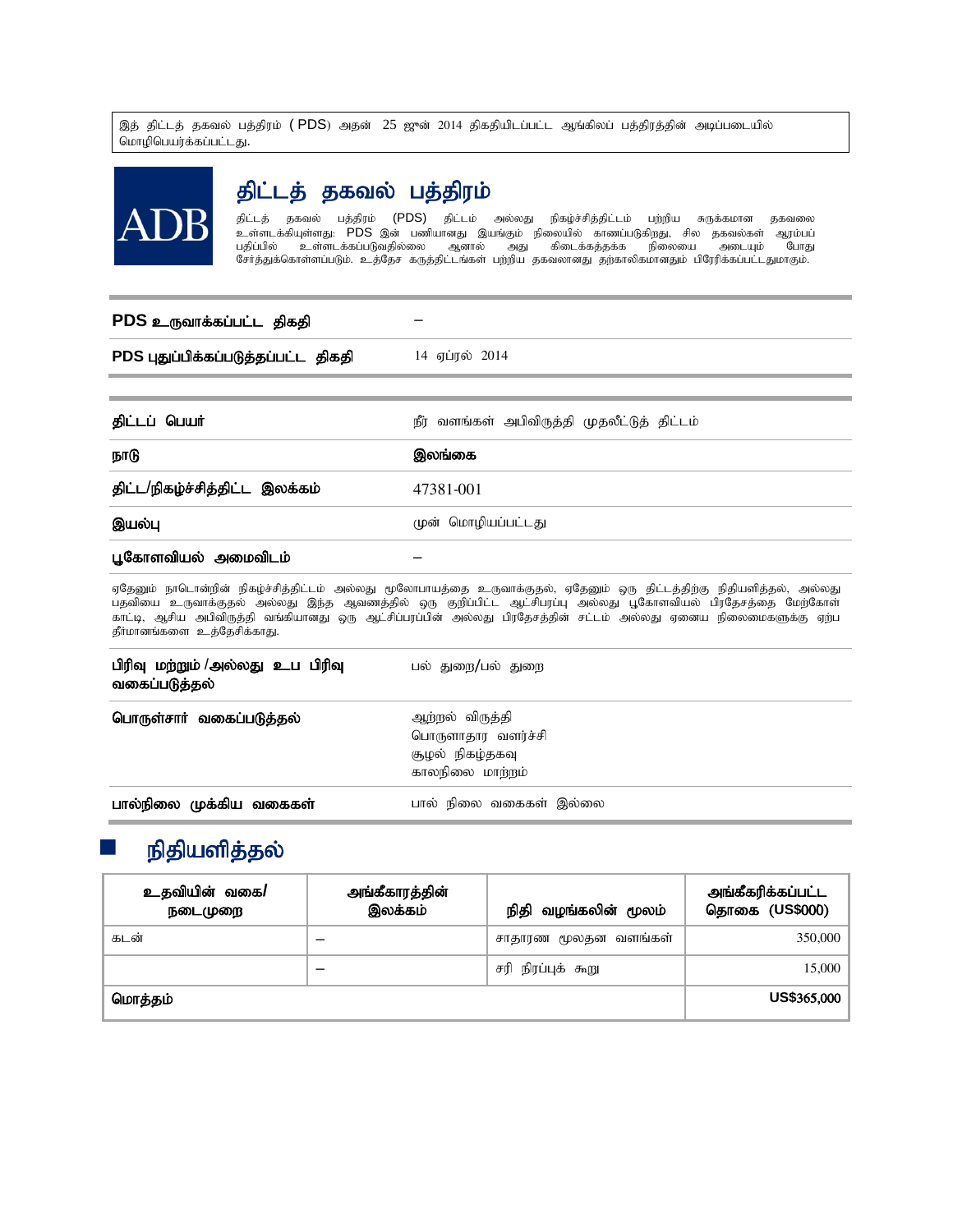இத் திட்டத் தகவல் பத்திரம் (PDS) அதன் 25 ஜுன் 2014 திகதியிடப்பட்ட ஆங்கிலப் பத்திரத்தின் அடிப்படையில் மொழிபெயர்க்கப்பட்டது.

ADB

# திட்டத் தகவல் பத்திரம்

திட்டத் தகவல் பத்திரம் (PDS) திட்டம் அல்லது நிகழ்ச்சித்திட்டம் பற்றிய சுருக்கமான தகவலை உள்ளடக்கியுள்ளது: PDS இன் பணியானது இயங்கும் நிலையில் காணப்படுகிறது, சில தகவல்கள் ஆரம்பப் பதிப்பில் உள்ளடக்கப்படுவதில்லை ஆனால் அது கிடைக்கத்தக்க நிலையை அடையும் போது சேர்த்துக்கொள்ளப்படும். உத்தேச கருத்திட்டங்கள் பற்றிய தகவலானது தற்காலிகமானதும் பிரேரிக்கப்பட்டதுமாகும்.

| | |
|---|---|
| **PDS உருவாக்கப்பட்ட திகதி** | – |
| **PDS புதுப்பிக்கப்படுத்தப்பட்ட திகதி** | 14 ஏப்ரல் 2014 |

| | |
|---|---|
| **திட்டப் பெயர்** | நீர் வளங்கள் அபிவிருத்தி முதலீட்டுத் திட்டம் |
| **நாடு** | **இலங்கை** |
| **திட்ட/நிகழ்ச்சித்திட்ட இலக்கம்** | 47381-001 |
| **இயல்பு** | முன் மொழியப்பட்டது |
| **பூகோளவியல் அமைவிடம்** | – |

ஏதேனும் நாடொன்றின் நிகழ்ச்சித்திட்டம் அல்லது மூலோபாயத்தை உருவாக்குதல், ஏதேனும் ஒரு திட்டத்திற்கு நிதியளித்தல், அல்லது பதவியை உருவாக்குதல் அல்லது இந்த ஆவணத்தில் ஒரு குறிப்பிட்ட ஆட்சிபரப்பு அல்லது பூகோளவியல் பிரதேசத்தை மேற்கோள் காட்டி, ஆசிய அபிவிருத்தி வங்கியானது ஒரு ஆட்சிப்பரப்பின் அல்லது பிரதேசத்தின் சட்டம் அல்லது ஏனைய நிலைமைகளுக்கு ஏற்ப தீர்மானங்களை உத்தேசிக்காது.

| | |
|---|---|
| **பிரிவு மற்றும் /அல்லது உப பிரிவு வகைப்படுத்தல்** | பல் துறை/பல் துறை |
| **பொருள்சார் வகைப்படுத்தல்** | ஆற்றல் விருத்தி<br>பொருளாதார வளர்ச்சி<br>சூழல் நிகழ்தகவு<br>காலநிலை மாற்றம் |
| **பால்நிலை முக்கிய வகைகள்** | பால் நிலை வகைகள் இல்லை |

## நிதியளித்தல்

| உதவியின் வகை/ நடைமுறை | அங்கீகாரத்தின் இலக்கம் | நிதி வழங்கலின் மூலம் | அங்கீகரிக்கப்பட்ட தொகை (US$000) |
|---|---|---|---|
| கடன் | – | சாதாரண மூலதன வளங்கள் | 350,000 |
| | – | சரி நிரப்புக் கூறு | 15,000 |
| **மொத்தம்** | | | **US$365,000** |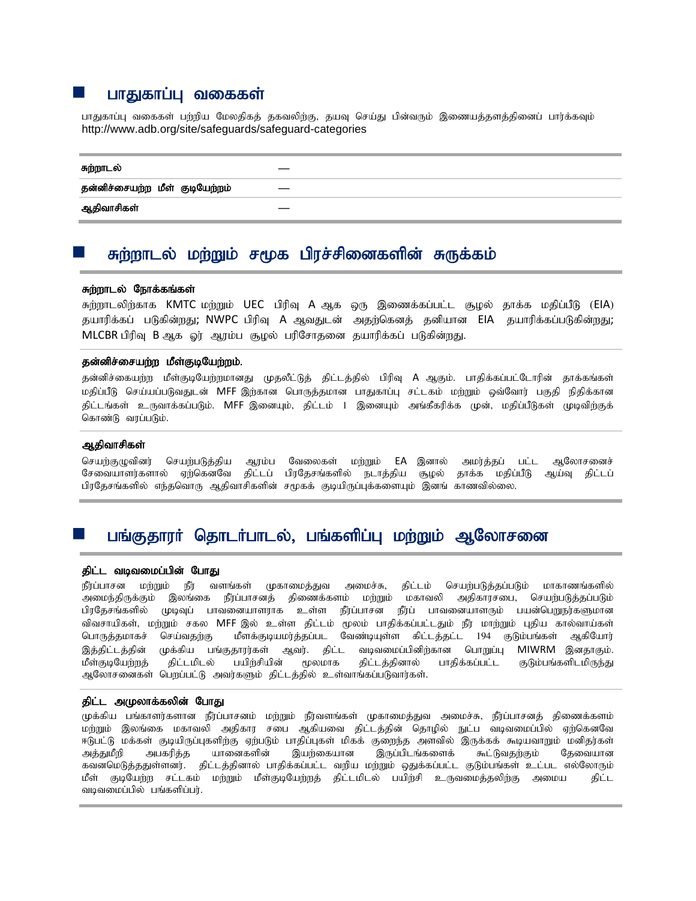## பாதுகாப்பு வகைகள்

பாதுகாப்பு வகைகள் பற்றிய மேலதிகத் தகவலிற்கு, தயவு செய்து பின்வரும் இணையத்தளத்தினைப் பார்க்கவும் http://www.adb.org/site/safeguards/safeguard-categories

| | |
|---|---|
| சுற்றாடல் | — |
| தன்னிச்சையற்ற மீள் குடியேற்றம் | — |
| ஆதிவாசிகள் | — |

## சுற்றாடல் மற்றும் சமூக பிரச்சினைகளின் சுருக்கம்

### சுற்றாடல் நோக்கங்கள்

சுற்றாடலிற்காக KMTC மற்றும் UEC பிரிவு A ஆக ஒரு இணைக்கப்பட்ட சூழல் தாக்க மதிப்பீடு (EIA) தயாரிக்கப் படுகின்றது; NWPC பிரிவு A ஆவதுடன் அதற்கெனத் தனியான EIA தயாரிக்கப்படுகின்றது; MLCBR பிரிவு B ஆக ஓர் ஆரம்ப சூழல் பரிசோதனை தயாரிக்கப் படுகின்றது.

### தன்னிச்சையற்ற மீள்குடியேற்றம்.

தன்னிச்கையற்ற மீள்குடியேற்றமானது முதலீட்டுத் திட்டத்தில் பிரிவு A ஆகும். பாதிக்கப்பட்டோரின் தாக்கங்கள் மதிப்பீடு செய்யப்படுவதுடன் MFF இற்கான பொருத்தமான பாதுகாப்பு சட்டகம் மற்றும் ஒவ்வோர் பகுதி நிதிக்கான திட்டங்கள் உருவாக்கப்படும். MFF இனையும், திட்டம் 1 இனையும் அங்கீகரிக்க முன், மதிப்பீடுகள் முடிவிற்குக் கொண்டு வரப்படும்.

### ஆதிவாசிகள்

செயற்குழுவினர் செயற்படுத்திய ஆரம்ப வேலைகள் மற்றும் EA இனால் அமர்த்தப் பட்ட ஆலோசனைச் சேவையாளர்களால் ஏற்கெனவே திட்டப் பிரதேசங்களில் நடாத்திய சூழல் தாக்க மதிப்பீடு ஆய்வு திட்டப் பிரதேசங்களில் எந்தவொரு ஆதிவாசிகளின் சமூகக் குடியிருப்புக்களையும் இனங் காணவில்லை.

## பங்குதாரர் தொடர்பாடல், பங்களிப்பு மற்றும் ஆலோசனை

### திட்ட வடிவமைப்பின் போது

நீர்ப்பாசன மற்றும் நீர் வளங்கள் முகாமைத்துவ அமைச்சு, திட்டம் செயற்படுத்தப்படும் மாகாணங்களில் அமைந்திருக்கும் இலங்கை நீர்ப்பாசனத் திணைக்களம் மற்றும் மகாவலி அதிகாரசபை, செயற்படுத்தப்படும் பிரதேசங்களில் முடிவுப் பாவனையாளராக உள்ள நீர்ப்பாசன நீர்ப் பாவனையாளரும் பயன்பெறுநர்களுமான விவசாயிகள், மற்றும் சகல MFF இல் உள்ள திட்டம் மூலம் பாதிக்கப்பட்டதும் நீர் மாற்றும் புதிய கால்வாய்கள் பொருத்தமாகச் செய்வதற்கு மீளக்குடியமர்த்தப்பட வேண்டியுள்ள கிட்டத்தட்ட 194 குடும்பங்கள் ஆகியோர் இத்திட்டத்தின் முக்கிய பங்குதாரர்கள் ஆவர். திட்ட வடிவமைப்பினிற்கான பொறுப்பு MIWRM இனதாகும். மீள்குடியேற்றத் திட்டமிடல் பயிற்சியின் மூலமாக திட்டத்தினால் பாதிக்கப்பட்ட குடும்பங்களிடமிருந்து ஆலோசனைகள் பெறப்பட்டு அவர்களும் திட்டத்தில் உள்வாங்கப்படுவார்கள்.

### திட்ட அமுலாக்கலின் போது

முக்கிய பங்காளர்களான நீர்ப்பாசனம் மற்றும் நீர்வளங்கள் முகாமைத்துவ அமைச்சு, நீர்ப்பாசனத் திணைக்களம் மற்றும் இலங்கை மகாவலி அதிகார சபை ஆகியவை திட்டத்தின் தொழில் நுட்ப வடிவமைப்பில் ஏற்கெனவே ஈடுபட்டு மக்கள் குடியிருப்புகளிற்கு ஏற்படும் பாதிப்புகள் மிகக் குறைந்த அளவில் இருக்கக் கூடியவாறும் மனிதர்கள் அத்துமீறி அபகரித்த யானைகளின் இயற்கையான இருப்பிடங்களைக் கூட்டுவதற்கும் தேவையான கவனமெடுத்ததுள்ளனர். திட்டத்தினால் பாதிக்கப்பட்ட வறிய மற்றும் ஒதுக்கப்பட்ட குடும்பங்கள் உட்பட எல்லோரும் மீள் குடியேற்ற சட்டகம் மற்றும் மீள்குடியேற்றத் திட்டமிடல் பயிற்சி உருவமைத்தலிற்கு அமைய திட்ட வடிவமைப்பில் பங்களிப்பர்.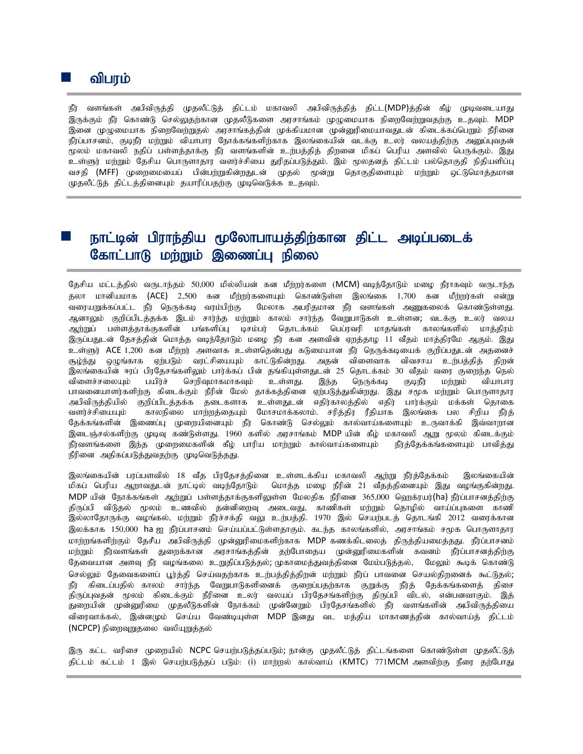## விபரம்

நீர் வளங்கள் அபிவிருத்தி முதலீட்டுத் திட்டம் மகாவலி அபிவிருத்தித் திட்ட(MDP)த்தின் கீழ் முடிவடையாது இருக்கும் நீர் கொண்டு செல்லுதற்கான முதலீடுகளை அரசாங்கம் முழுமையாக நிறைவேற்றுவதற்கு உதவும். MDP இனை முழுமையாக நிறைவேற்றுதல் அரசாங்கத்தின் முக்கியமான முன்னுரிமையாவதுடன் கிடைக்கப்பெறும் நீரினை நீர்ப்பாசனம், குடிநீர் மற்றும் வியாபார நோக்கங்களிற்காக இலங்கையின் வடக்கு உலர் வலயத்திற்கு அனுப்புவதன் மூலம் மகாவலி நதிப் பள்ளத்தாக்கு நீர் வளங்களின் உற்பத்தித் திறனை மிகப் பெரிய அளவில் பெருக்கும். இது உள்ளூர் மற்றும் தேசிய பொருளாதார வளர்ச்சியை துரிதப்படுத்தும். இம் மூலதனத் திட்டம் பல்தொகுதி நிதியளிப்பு வசதி (MFF) முறைமையைப் பின்பற்றுகின்றதுடன் முதல் மூன்று தொகுதிளையும் மற்றும் ஒட்டுமொத்தமான முதலீட்டுத் திட்டத்தினையும் தயாரிப்பதற்கு முடிவெடுக்க உதவும்.

## நாட்டின் பிராந்திய மூலோபாயத்திற்கான திட்ட அடிப்படைக் கோட்பாடு மற்றும் இணைப்பு நிலை

தேசிய மட்டத்தில் வருடாந்தம் 50,000 மில்லியன் கன மீற்றர்களை (MCM) வடிந்தோடும் மழை நீராகவும் வருடாந்த தலா மானியமாக (ACE) 2,500 கன மீற்றர்களையும் கொண்டுள்ள இலங்கை 1,700 கன மீற்றர்கள் என்று வரையறுக்கப்பட்ட நீர் நெருக்கடி வரம்பிற்கு மேலாக அபரிதமான நீர் வளங்கள் அனுகலைக் கொண்டுள்ளது. ஆனாலும் குறிப்பிடத்தக்க இடம் சார்ந்த மற்றும் காலம் சார்ந்த வேறுபாடுகள் உள்ளன; வடக்கு உலர் வலய ஆற்றுப் பள்ளத்தாக்குகளின் பங்களிப்பு டிசம்பர் தொடக்கம் பெப்ரவரி மாதங்கள் காலங்களில் மாத்திரம் இருப்பதுடன் தேசத்தின் மொத்த வடிந்தோடும் மழை நீர் கன அளவின் ஏறத்தாழ 11 வீதம் மாத்திரமே ஆகும். இது உள்ளூர் ACE 1,200 கன மீற்றர் அளவாக உள்ளதென்பது கடுமையான நீர் நெருக்கடியைக் குறிப்பதுடன் அதனைச் சூழ்ந்து ஒழுங்காக ஏற்படும் வரட்சியையும் காட்டுகின்றது. அதன் விளைவாக விவசாய உற்பத்தித் திறன் இலங்கையின் ஈரப் பிரதேசங்களிலும் பார்க்கப் பின் தங்கியுள்ளதுடன் 25 தொடக்கம் 30 வீதம் வரை குறைந்த நெல் விளைச்சலையும் பயிர்ச் செறிவுமாகமாகவும் உள்ளது. இந்த நெருக்கடி குடிநீர் மற்றும் வியாபார பாவனையாளர்களிற்கு கிடைக்கும் நீரின் மேல் தாக்கத்தினை ஏற்படுத்துகின்றது. இது சமூக மற்றும் பொருளாதார அபிவிருத்தியில் குறிப்பிடத்தக்க தடைகளாக உள்ளதுடன் எதிர்காலத்தில் எதிர் பார்க்கும் மக்கள் தொகை வளர்ச்சியையும் காலநிலை மாற்றத்தையும் மோசமாக்கலாம். சரித்திர ரீதியாக இலங்கை பல சிறிய நீர்த் தேக்கங்களின் இணைப்பு முறையினையும் நீர் கொண்டு செல்லும் கால்வாய்களையும் உருவாக்கி இவ்வாறான இடைஞ்சல்களிற்கு முடிவு கண்டுள்ளது. 1960 களில் அரசாங்கம் MDP யின் கீழ் மகாவலி ஆறு மூலம் கிடைக்கும் நீர்வளங்களை இந்த முறைமைகளின் கீழ் பாரிய மாற்றும் கால்வாய்களையும் நீர்த்தேக்கங்களையும் பாவித்து நீரினை அதிகப்படுத்துவதற்கு முடிவெடுத்தது.

இலங்கையின் பரப்பளவில் 18 வீத பிரதேசத்தினை உள்ளடக்கிய மகாவலி ஆற்று நீர்த்தேக்கம் இலங்கையின் மிகப் பெரிய ஆறாவதுடன் நாட்டில் வடிந்தோடும் மொத்த மழை நீரின் 21 வீதத்தினையும் இது வழங்குகின்றது. MDP யின் நோக்கங்கள் ஆற்றுப் பள்ளத்தாக்குகளிலுள்ள மேலதிக நீரினை 365,000 ஹெக்ரயர்(ha) நீர்ப்பாசனத்திற்கு திருப்பி விடுதல் மூலம் உணவில் தன்னிறைவு அடைவது, காணிகள் மற்றும் தொழில் வாய்ப்புகளை காணி இல்லாதோருக்கு வழங்கல், மற்றும் நீர்ச்சக்தி வலு உற்பத்தி. 1970 இல் செயற்படத் தொடங்கி 2012 வரைக்கான இலக்காக 150,000 ha ஐ நீர்ப்பாசனம் செய்யப்பட்டுள்ளதாகும். கடந்த காலங்களில், அரசாங்கம் சமூக பொருளாதார மாற்றங்களிற்கும் தேசிய அபிவிருத்தி முன்னுரிமைகளிற்காக MDP கணக்கிடலைத் திருத்தியமைத்தது. நீர்ப்பாசனம் மற்றும் நீர்வளங்கள் துறைக்கான அரசாங்கத்தின் தற்போதைய முன்னுரிமைகளின் கவனம் நீர்ப்பாசனத்திற்கு தேவையான அளவு நீர் வழங்கலை உறுதிப்படுத்தல்; முகாமைத்துவத்தினை மேம்படுத்தல், மேலும் கூடிக் கொண்டு செல்லும் தேவைகளைப் பூர்த்தி செய்வதற்காக உற்பத்தித்திறன் மற்றும் நீர்ப் பாவனை செயல்திறனைக் கூட்டுதல்; நீர் கிடைப்பதில் காலம் சார்ந்த வேறுபாடுகளினைக் குறைப்பதற்காக குறுக்கு நீர்த் தேக்கங்களைத் திசை திருப்புவதன் மூலம் கிடைக்கும் நீரினை உலர் வலயப் பிரதேசங்களிற்கு திருப்பி விடல், என்பனவாகும். இத் துறையின் முன்னுரிமை முதலீடுகளின் நோக்கம் முன்னேறும் பிரதேசங்களில் நீர் வளங்களின் அபிவிருத்தியை விரைவாக்கல், இன்னமும் செய்ய வேண்டியுள்ள MDP இனது வட மத்திய மாகாணத்தின் கால்வாய்த் திட்டம் (NCPCP) நிறைவுறுதலை வலியுறுத்தல்

இரு கட்ட வரிசை முறையில் NCPC செயற்படுத்தப்படும்; நான்கு முதலீட்டுத் திட்டங்களை கொண்டுள்ள முதலீட்டுத் திட்டம் கட்டம் 1 இல் செயற்படுத்தப் படும்: (i) மாற்றல் கால்வாய் (KMTC) 771MCM அளவிற்கு நீரை தற்போது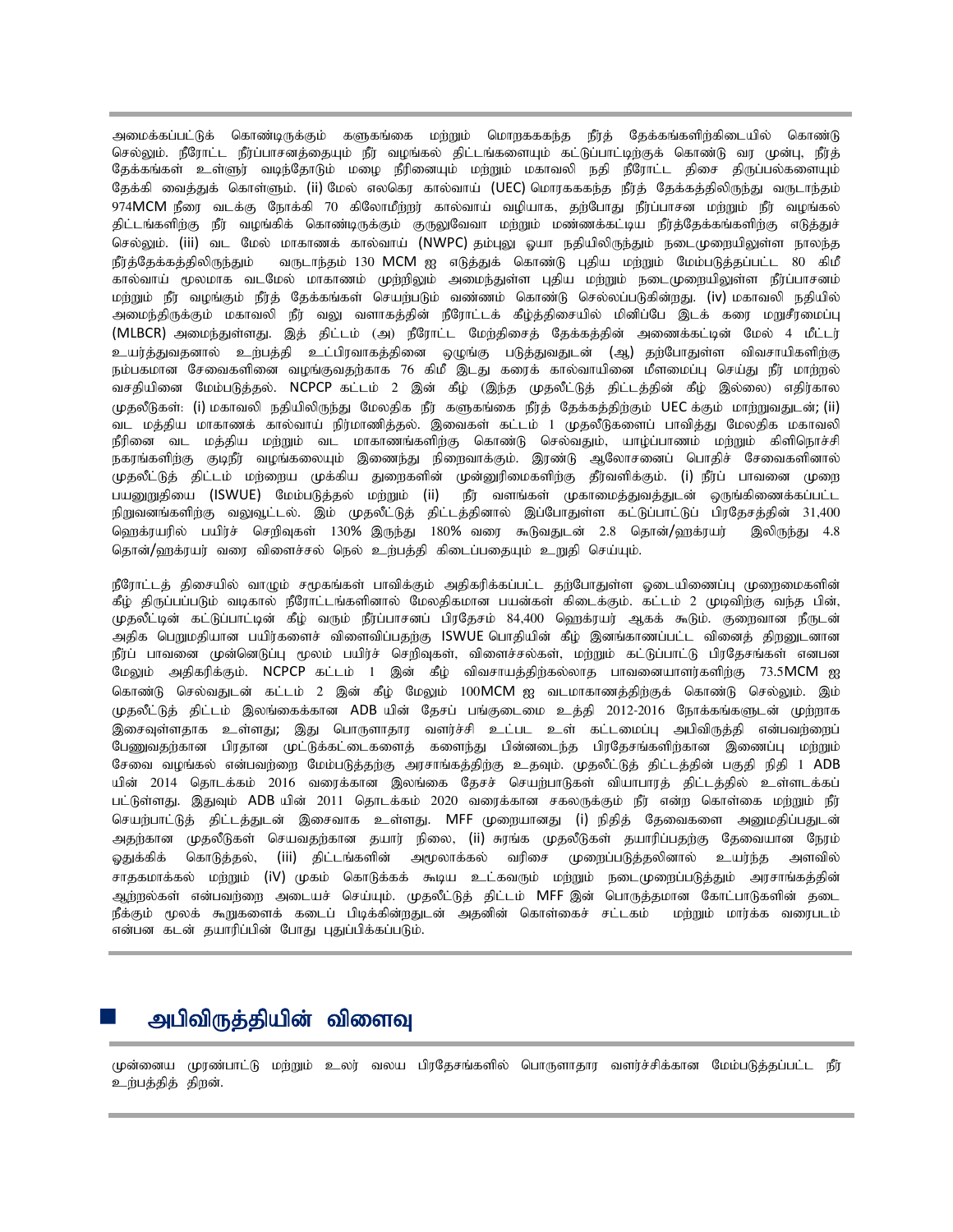அமைக்கப்பட்டுக் கொண்டிருக்கும் களுகங்கை மற்றும் மொறககந்த நீர்த் தேக்கங்களிற்கிடையில் கொண்டு செல்லும். நீரோட்ட நீர்ப்பாசனத்தையும் நீர் வழங்கல் திட்டங்களையும் கட்டுப்பாட்டிற்குக் கொண்டு வர முன்பு, நீர்த் தேக்கங்கள் உள்ளூர் வடிந்தோடும் மழை நீரினையும் மற்றும் மகாவலி நதி நீரோட்ட திசை திருப்பல்களையும் தேக்கி வைத்துக் கொள்ளும். (ii) மேல் எலஹெர கால்வாய் (UEC) மொறககந்த நீர்த் தேக்கத்திலிருந்து வருடாந்தம் 974MCM நீரை வடக்கு நோக்கி 70 கிலோமீற்றர் கால்வாய் வழியாக, தற்போது நீர்ப்பாசன மற்றும் நீர் வழங்கல் திட்டங்களிற்கு நீர் வழங்கிக் கொண்டிருக்கும் குருலுவேவா மற்றும் மண்ணக்கட்டிய நீர்த்தேக்கங்களிற்கு எடுத்துச் செல்லும். (iii) வட மேல் மாகாணக் கால்வாய் (NWPC) தம்புலு ஓயா நதியிலிருந்தும் நடைமுறையிலுள்ள நாலந்த நீர்த்தேக்கத்திலிருந்தும் வருடாந்தம் 130 MCM ஐ எடுத்துக் கொண்டு புதிய மற்றும் மேம்படுத்தப்பட்ட 80 கிமீ கால்வாய் மூலமாக வடமேல் மாகாணம் முற்றிலும் அமைந்துள்ள புதிய மற்றும் நடைமுறையிலுள்ள நீர்ப்பாசனம் மற்றும் நீர் வழங்கும் நீர்த் தேக்கங்கள் செயற்படும் வண்ணம் கொண்டு செல்லப்படுகின்றது. (iv) மகாவலி நதியில் அமைந்திருக்கும் மகாவலி நீர் வலு வளாகத்தின் நீரோட்டக் கீழ்த்திசையில் மினிப்பே இடக் கரை மறுசீரமைப்பு (MLBCR) அமைந்துள்ளது. இத் திட்டம் (அ) நீரோட்ட மேற்திசைத் தேக்கத்தின் அணைக்கட்டின் மேல் 4 மீட்டர் உயர்த்துவதனால் உற்பத்தி உட்பிரவாகத்தினை ஒழுங்கு படுத்துவதுடன் (ஆ) தற்போதுள்ள விவசாயிகளிற்கு நம்பகமான சேவைகளினை வழங்குவதற்காக 76 கிமீ இடது கரைக் கால்வாயினை மீளமைப்பு செய்து நீர் மாற்றல் வசதியினை மேம்படுத்தல். NCPCP கட்டம் 2 இன் கீழ் (இந்த முதலீட்டுத் திட்டத்தின் கீழ் இல்லை) எதிர்கால முதலீடுகள்: (i) மகாவலி நதியிலிருந்து மேலதிக நீர் களுகங்கை நீர்த் தேக்கத்திற்கும் UEC க்கும் மாற்றுவதுடன்; (ii) வட மத்திய மாகாணக் கால்வாய் நிர்மாணித்தல். இவைகள் கட்டம் 1 முதலீடுகளைப் பாவித்து மேலதிக மகாவலி நீரினை வட மத்திய மற்றும் வட மாகாணங்களிற்கு கொண்டு செல்வதும், யாழ்ப்பாணம் மற்றும் கிளிநொச்சி நகரங்களிற்கு குடிநீர் வழங்கலையும் இணைந்து நிறைவாக்கும். இரண்டு ஆலோசனைப் பொதிச் சேவைகளினால் முதலீட்டுத் திட்டம் மற்றைய முக்கிய துறைகளின் முன்னுரிமைகளிற்கு தீர்வளிக்கும். (i) நீர்ப் பாவனை முறை பயனுறுதியை (ISWUE) மேம்படுத்தல் மற்றும் (ii) நீர் வளங்கள் முகாமைத்துவத்துடன் ஒருங்கிணைக்கப்பட்ட நிறுவனங்களிற்கு வலுவூட்டல். இம் முதலீட்டுத் திட்டத்தினால் இப்போதுள்ள கட்டுப்பாட்டுப் பிரதேசத்தின் 31,400 ஹெக்ரயரில் பயிர்ச் செறிவுகள் 130% இருந்து 180% வரை கூடுவதுடன் 2.8 தொன்/ஹக்ரயர் இலிருந்து 4.8 தொன்/ஹக்ரயர் வரை விளைச்சல் நெல் உற்பத்தி கிடைப்பதையும் உறுதி செய்யும்.

நீரோட்டத் திசையில் வாழும் சமூகங்கள் பாவிக்கும் அதிகரிக்கப்பட்ட தற்போதுள்ள ஓடையிணைப்பு முறைமைகளின் கீழ் திருப்பப்படும் வடிகால் நீரோட்டங்களினால் மேலதிகமான பயன்கள் கிடைக்கும். கட்டம் 2 முடிவிற்கு வந்த பின், முதலீட்டின் கட்டுப்பாட்டின் கீழ் வரும் நீர்ப்பாசனப் பிரதேசம் 84,400 ஹெக்ரயர் ஆகக் கூடும். குறைவான நீருடன் அதிக பெறுமதியான பயிர்களைச் விளைவிப்பதற்கு ISWUE பொதியின் கீழ் இனங்காணப்பட்ட வினைத் திறனுடனான நீர்ப் பாவனை முன்னெடுப்பு மூலம் பயிர்ச் செறிவுகள், விளைச்சல்கள், மற்றும் கட்டுப்பாட்டு பிரதேசங்கள் எனபன மேலும் அதிகரிக்கும். NCPCP கட்டம் 1 இன் கீழ் விவசாயத்திற்கல்லாத பாவனையாளர்களிற்கு 73.5MCM ஐ கொண்டு செல்வதுடன் கட்டம் 2 இன் கீழ் மேலும் 100MCM ஐ வடமாகாணத்திற்குக் கொண்டு செல்லும். இம் முதலீட்டுத் திட்டம் இலங்கைக்கான ADB யின் தேசப் பங்குடைமை உத்தி 2012-2016 நோக்கங்களுடன் முற்றாக இசைவுள்ளதாக உள்ளது; இது பொருளாதார வளர்ச்சி உட்பட உள் கட்டமைப்பு அபிவிருத்தி என்பவற்றைப் பேணுவதற்கான பிரதான முட்டுக்கட்டைகளைக் களைந்து பின்னடைந்த பிரதேசங்களிற்கான இணைப்பு மற்றும் சேவை வழங்கல் என்பவற்றை மேம்படுத்தற்கு அரசாங்கத்திற்கு உதவும். முதலீட்டுத் திட்டத்தின் பகுதி நிதி 1 ADB யின் 2014 தொடக்கம் 2016 வரைக்கான இலங்கை தேசச் செயற்பாடுகள் வியாபாரத் திட்டத்தில் உள்ளடக்கப் பட்டுள்ளது. இதுவும் ADB யின் 2011 தொடக்கம் 2020 வரைக்கான சகலருக்கும் நீர் என்ற கொள்கை மற்றும் நீர் செயற்பாட்டுத் திட்டத்துடன் இசைவாக உள்ளது. MFF முறையானது (i) நிதித் தேவைகளை அனுமதிப்பதுடன் அதற்கான முதலீடுகள் செய்வதற்கான தயார் நிலை, (ii) சுரங்க முதலீடுகள் தயாரிப்பதற்கு தேவையான நேரம் ஒதுக்கிக் கொடுத்தல், (iii) திட்டங்களின் அமுலாக்கல் வரிசை முறைப்படுத்தலினால் உயர்ந்த அளவில் சாதகமாக்கல் மற்றும் (iV) முகம் கொடுக்கக் கூடிய உட்கவரும் மற்றும் நடைமுறைப்படுத்தும் அரசாங்கத்தின் ஆற்றல்கள் என்பவற்றை அடையச் செய்யும். முதலீட்டுத் திட்டம் MFF இன் பொருத்தமான கோட்பாடுகளின் தடை நீக்கும் மூலக் கூறுகளைக் கடைப் பிடிக்கின்றதுடன் அதனின் கொள்கைச் சட்டகம் மற்றும் மார்க்க வரைபடம் என்பன கடன் தயாரிப்பின் போது புதுப்பிக்கப்படும்.

## அபிவிருத்தியின் விளைவு

முன்னைய முரண்பாட்டு மற்றும் உலர் வலய பிரதேசங்களில் பொருளாதார வளர்ச்சிக்கான மேம்படுத்தப்பட்ட நீர் உற்பத்தித் திறன்.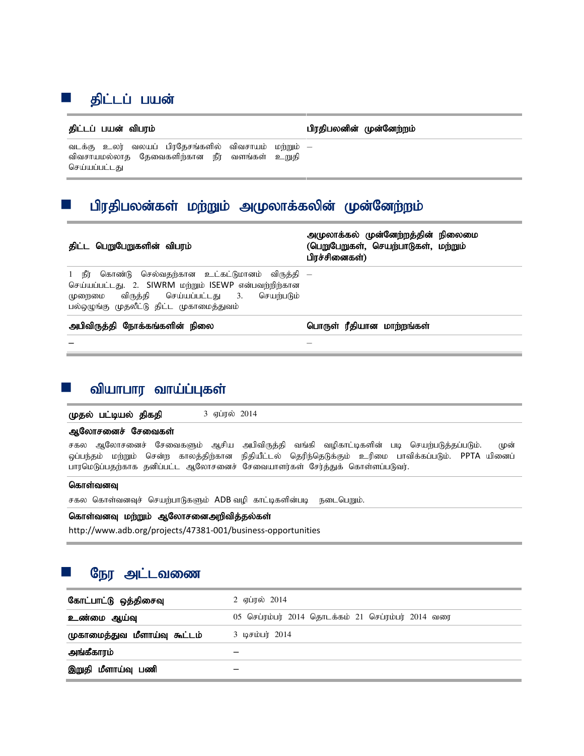## திட்டப் பயன்

| திட்டப் பயன் விபரம் | பிரதிபலனின் முன்னேற்றம் |
| --- | --- |
| வடக்கு உலர் வலயப் பிரதேசங்களில் விவசாயம் மற்றும் விவசாயமல்லாத தேவைகளிற்கான நீர் வளங்கள் உறுதி செய்யப்பட்டது | – |

## பிரதிபலன்கள் மற்றும் அமுலாக்கலின் முன்னேற்றம்

| திட்ட பெறுபேறுகளின் விபரம் | அமுலாக்கல் முன்னேற்றத்தின் நிலைமை (பெறுபேறுகள், செயற்பாடுகள், மற்றும் பிரச்சினைகள்) |
| --- | --- |
| 1 நீர் கொண்டு செல்வதற்கான உட்கட்டுமானம் விருத்தி செய்யப்பட்டது. 2. SIWRM மற்றும் ISEWP என்பவற்றிற்கான முறைமை விருத்தி செய்யப்பட்டது 3. செயற்படும் பல்ஒழுங்கு முதலீட்டு திட்ட முகாமைத்துவம் | – |
| **அபிவிருத்தி நோக்கங்களின் நிலை** | **பொருள் ரீதியான மாற்றங்கள்** |
| – | – |

## வியாபார வாய்ப்புகள்

**முதல் பட்டியல் திகதி** 3 ஏப்ரல் 2014

**ஆலோசனைச் சேவைகள்**

சகல ஆலோசனைச் சேவைகளும் ஆசிய அபிவிருத்தி வங்கி வழிகாட்டிகளின் படி செயற்படுத்தப்படும். முன் ஒப்பந்தம் மற்றும் சென்ற காலத்திற்கான நிதியீட்டல் தெரிந்தெடுக்கும் உரிமை பாவிக்கப்படும். PPTA யினைப் பாரமெடுப்பதற்காக தனிப்பட்ட ஆலோசனைச் சேவையாளர்கள் சேர்த்துக் கொள்ளப்படுவர்.

**கொள்வனவு**

சகல கொள்வனவுச் செயற்பாடுகளும் ADB வழி காட்டிகளின்படி நடைபெறும்.

**கொள்வனவு மற்றும் ஆலோசனைஅறிவித்தல்கள்**

http://www.adb.org/projects/47381-001/business-opportunities

## நேர அட்டவணை

| | |
| --- | --- |
| **கோட்பாட்டு ஒத்திசைவு** | 2 ஏப்ரல் 2014 |
| **உண்மை ஆய்வு** | 05 செப்ரம்பர் 2014 தொடக்கம் 21 செப்ரம்பர் 2014 வரை |
| **முகாமைத்துவ மீளாய்வு கூட்டம்** | 3 டிசம்பர் 2014 |
| **அங்கீகாரம்** | – |
| **இறுதி மீளாய்வு பணி** | – |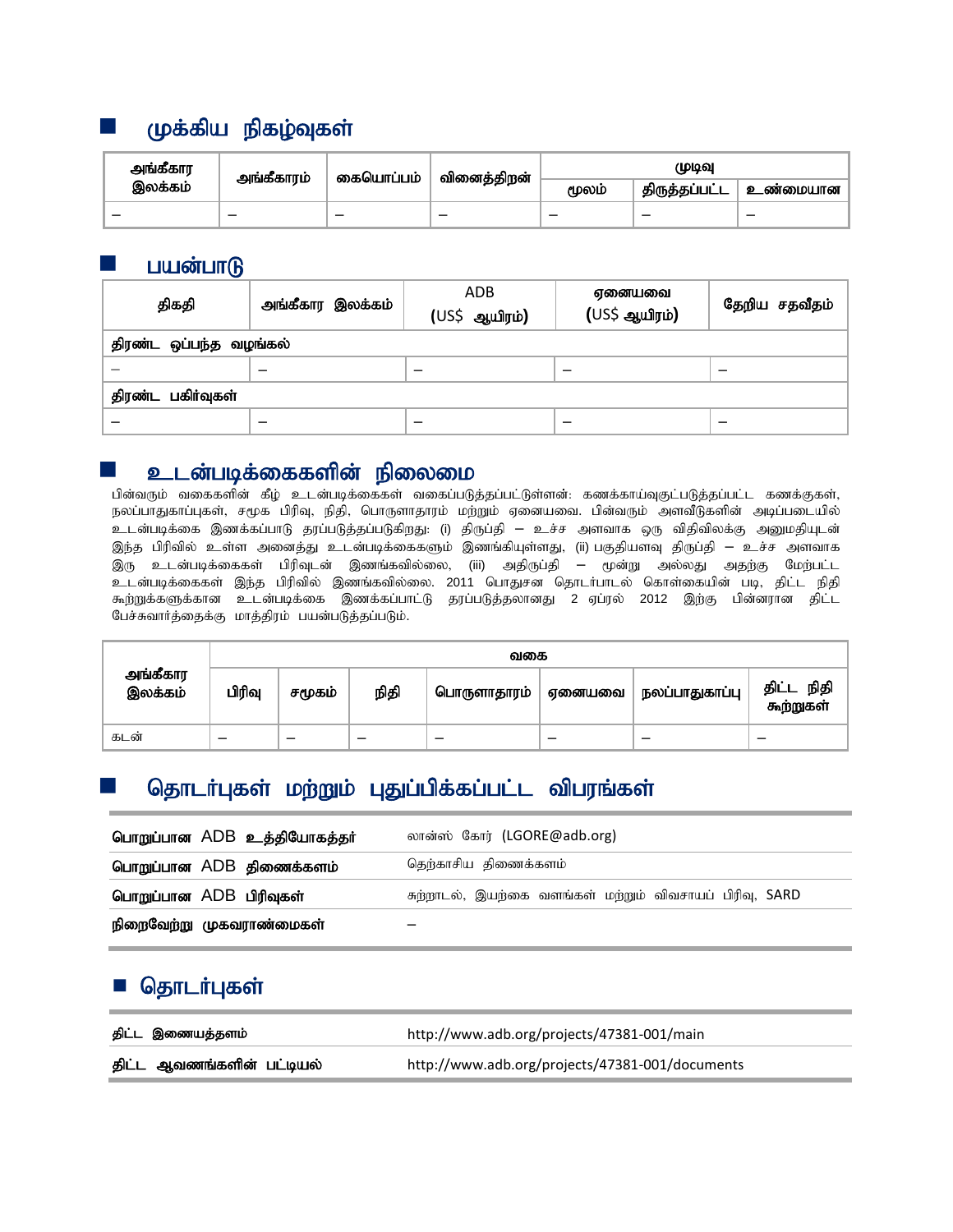## முக்கிய நிகழ்வுகள்

| அங்கீகார இலக்கம் | அங்கீகாரம் | கையொப்பம் | வினைத்திறன் | முடிவு | | |
|---|---|---|---|---|---|---|
| | | | | மூலம் | திருத்தப்பட்ட | உண்மையான |
| – | – | – | – | – | – | – |

## பயன்பாடு

| திகதி | அங்கீகார இலக்கம் | ADB (US$ ஆயிரம்) | ஏனையவை (US$ ஆயிரம்) | தேறிய சதவீதம் |
|---|---|---|---|---|
| திரண்ட ஒப்பந்த வழங்கல் | | | | |
| – | – | – | – | – |
| திரண்ட பகிர்வுகள் | | | | |
| – | – | – | – | – |

## உடன்படிக்கைகளின் நிலைமை

பின்வரும் வகைகளின் கீழ் உடன்படிக்கைகள் வகைப்படுத்தப்பட்டுள்ளன: கணக்காய்வுகுட்படுத்தப்பட்ட கணக்குகள், நலப்பாதுகாப்புகள், சமூக பிரிவு, நிதி, பொருளாதாரம் மற்றும் ஏனையவை. பின்வரும் அளவீடுகளின் அடிப்படையில் உடன்படிக்கை இணக்கப்பாடு தரப்படுத்தப்படுகிறது: (i) திருப்தி – உச்ச அளவாக ஒரு விதிவிலக்கு அனுமதியுடன் இந்த பிரிவில் உள்ள அனைத்து உடன்படிக்கைகளும் இணங்கியுள்ளது, (ii) பகுதியளவு திருப்தி – உச்ச அளவாக இரு உடன்படிக்கைகள் பிரிவுடன் இணங்கவில்லை, (iii) அதிருப்தி – மூன்று அல்லது அதற்கு மேற்பட்ட உடன்படிக்கைகள் இந்த பிரிவில் இணங்கவில்லை. 2011 பொதுசன தொடர்பாடல் கொள்கையின் படி, திட்ட நிதி கூற்றுக்களுக்கான உடன்படிக்கை இணக்கப்பாட்டு தரப்படுத்தலானது 2 ஏப்ரல் 2012 இற்கு பின்னரான திட்ட பேச்சுவார்த்தைக்கு மாத்திரம் பயன்படுத்தப்படும்.

| அங்கீகார இலக்கம் | வகை | | | | | | |
|---|---|---|---|---|---|---|---|
| | பிரிவு | சமூகம் | நிதி | பொருளாதாரம் | ஏனையவை | நலப்பாதுகாப்பு | திட்ட நிதி கூற்றுகள் |
| கடன் | – | – | – | – | – | – | – |

## தொடர்புகள் மற்றும் புதுப்பிக்கப்பட்ட விபரங்கள்

| | |
|---|---|
| **பொறுப்பான ADB உத்தியோகத்தர்** | லான்ஸ் கோர் (LGORE@adb.org) |
| **பொறுப்பான ADB திணைக்களம்** | தெற்காசிய திணைக்களம் |
| **பொறுப்பான ADB பிரிவுகள்** | சுற்றாடல், இயற்கை வளங்கள் மற்றும் விவசாயப் பிரிவு, SARD |
| **நிறைவேற்று முகவராண்மைகள்** | – |

## தொடர்புகள்

| | |
|---|---|
| **திட்ட இணையத்தளம்** | http://www.adb.org/projects/47381-001/main |
| **திட்ட ஆவணங்களின் பட்டியல்** | http://www.adb.org/projects/47381-001/documents |